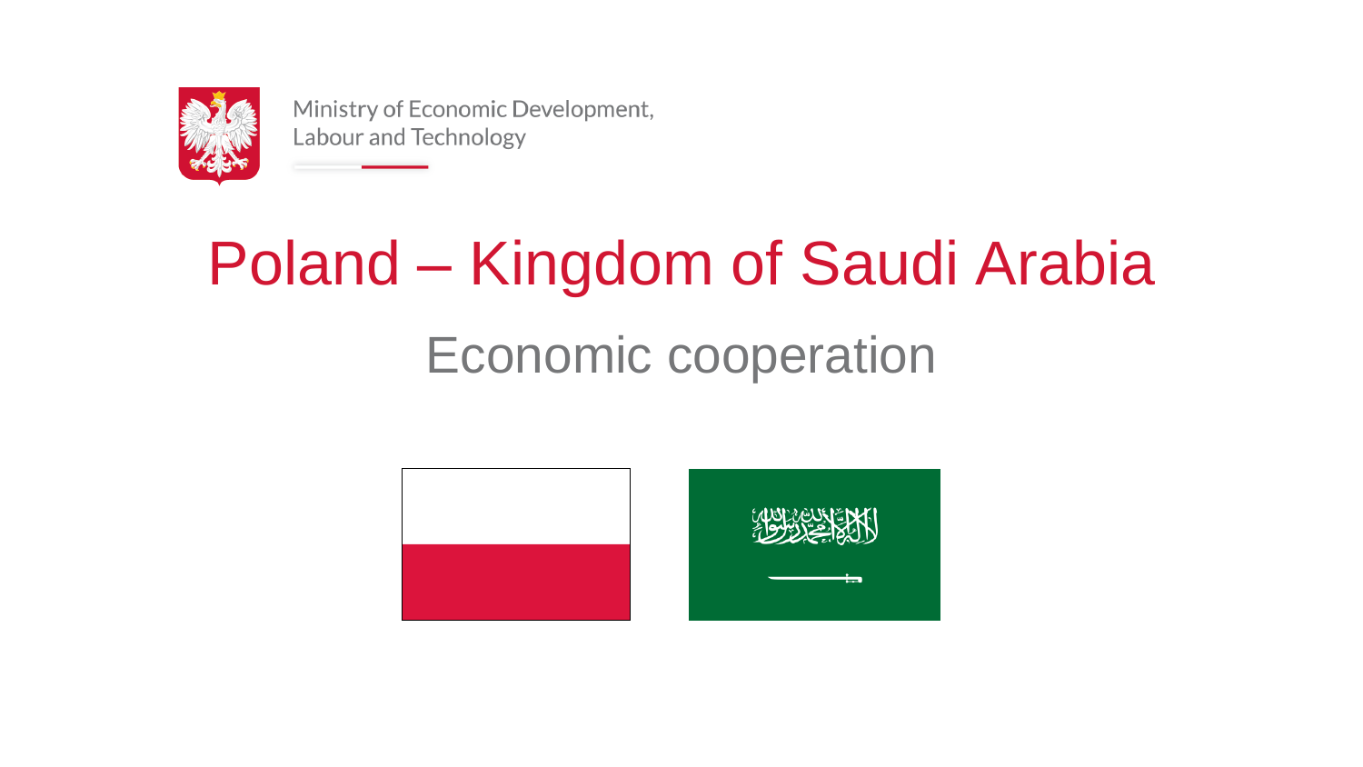Ministry of Economic Development, Labour and Technology

# Poland – Kingdom of Saudi Arabia

## Economic cooperation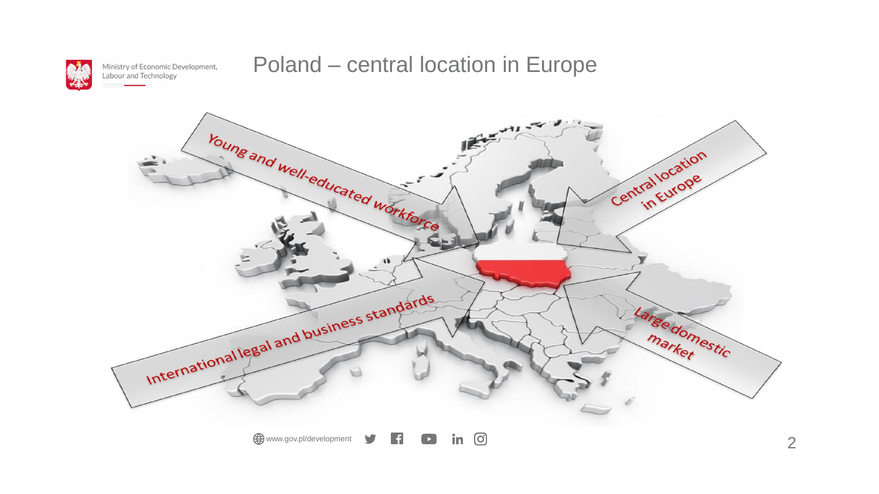# Poland – central location in Europe

Young and well-educated workforce

Central location in Europe

International legal and business standards

Large domestic market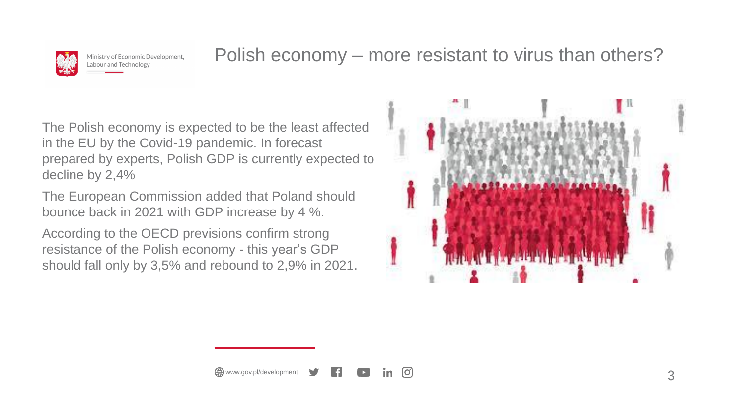# Polish economy – more resistant to virus than others?

The Polish economy is expected to be the least affected in the EU by the Covid-19 pandemic. In forecast prepared by experts, Polish GDP is currently expected to decline by 2,4%

The European Commission added that Poland should bounce back in 2021 with GDP increase by 4 %.

According to the OECD previsions confirm strong resistance of the Polish economy - this year's GDP should fall only by 3,5% and rebound to 2,9% in 2021.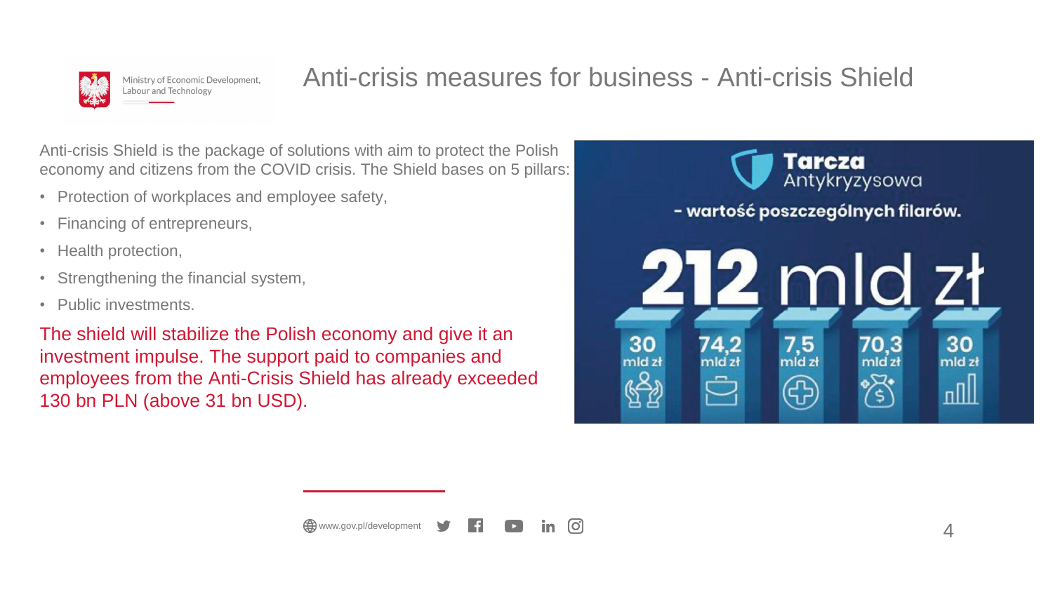# Anti-crisis measures for business - Anti-crisis Shield

Anti-crisis Shield is the package of solutions with aim to protect the Polish economy and citizens from the COVID crisis. The Shield bases on 5 pillars:

- Protection of workplaces and employee safety,
- Financing of entrepreneurs,
- Health protection,
- Strengthening the financial system,
- Public investments.

The shield will stabilize the Polish economy and give it an investment impulse. The support paid to companies and employees from the Anti-Crisis Shield has already exceeded 130 bn PLN (above 31 bn USD).

**Tarcza Antykryzysowa** - wartość poszczególnych filarów.

**212 mld zł**

| 30 mld zł | 74,2 mld zł | 7,5 mld zł | 70,3 mld zł | 30 mld zł |
|---|---|---|---|---|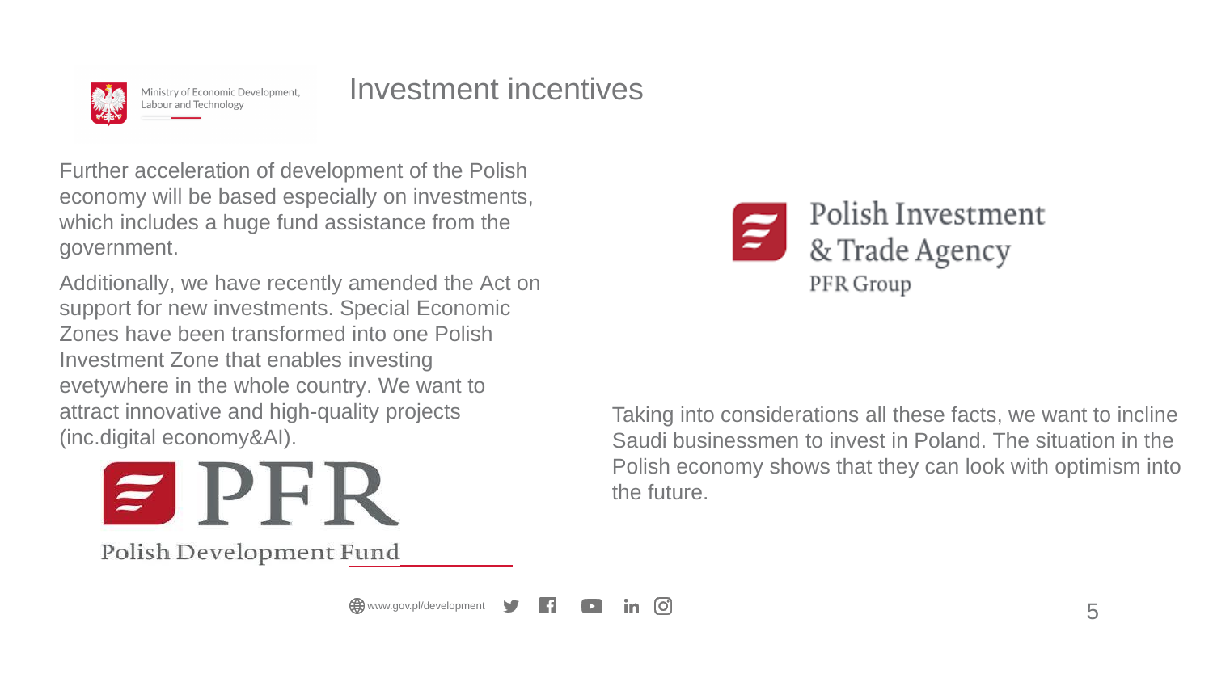# Investment incentives

Further acceleration of development of the Polish economy will be based especially on investments, which includes a huge fund assistance from the government.

Additionally, we have recently amended the Act on support for new investments. Special Economic Zones have been transformed into one Polish Investment Zone that enables investing evetywhere in the whole country. We want to attract innovative and high-quality projects (inc.digital economy&AI).

PFR

Polish Development Fund

Polish Investment & Trade Agency

PFR Group

Taking into considerations all these facts, we want to incline Saudi businessmen to invest in Poland. The situation in the Polish economy shows that they can look with optimism into the future.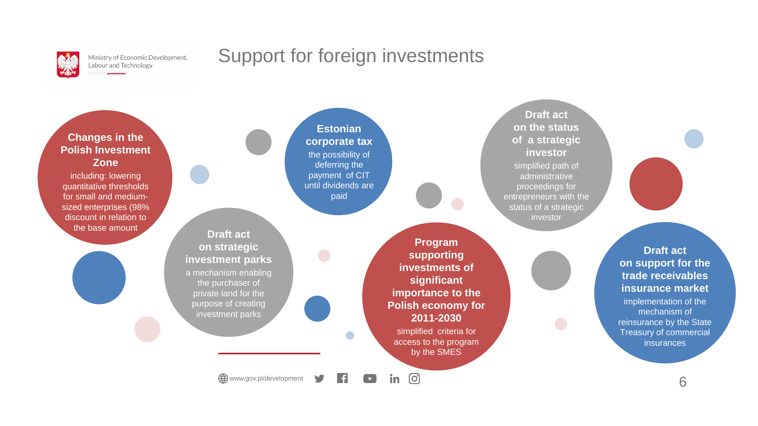# Support for foreign investments

### Changes in the Polish Investment Zone

including: lowering quantitative thresholds for small and medium-sized enterprises (98% discount in relation to the base amount

### Estonian corporate tax

the possibility of deferring the payment of CIT until dividends are paid

### Draft act on the status of a strategic investor

simplified path of administrative proceedings for entrepreneurs with the status of a strategic investor

### Draft act on strategic investment parks

a mechanism enabling the purchaser of private land for the purpose of creating investment parks

### Program supporting investments of significant importance to the Polish economy for 2011-2030

simplified criteria for access to the program by the SMES

### Draft act on support for the trade receivables insurance market

implementation of the mechanism of reinsurance by the State Treasury of commercial insurances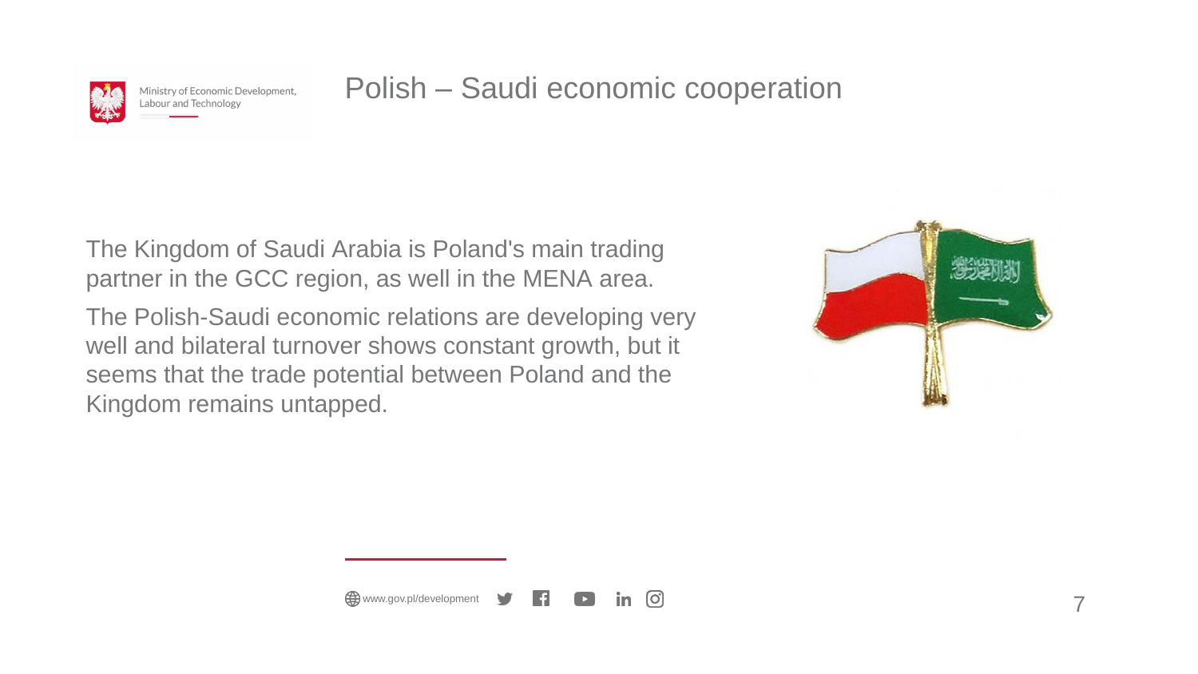# Polish – Saudi economic cooperation

The Kingdom of Saudi Arabia is Poland's main trading partner in the GCC region, as well in the MENA area.

The Polish-Saudi economic relations are developing very well and bilateral turnover shows constant growth, but it seems that the trade potential between Poland and the Kingdom remains untapped.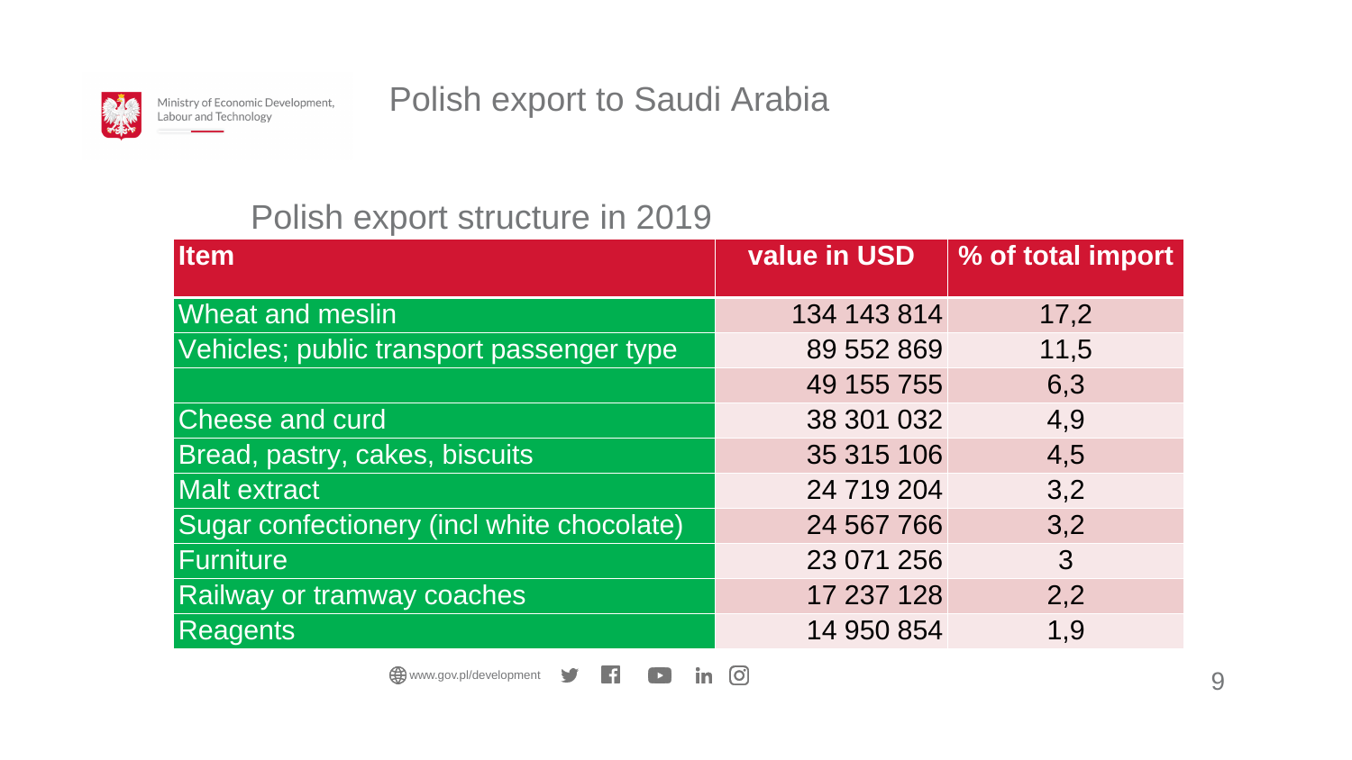# Polish export to Saudi Arabia

## Polish export structure in 2019

| Item | value in USD | % of total import |
|---|---|---|
| Wheat and meslin | 134 143 814 | 17,2 |
| Vehicles; public transport passenger type | 89 552 869 | 11,5 |
| | 49 155 755 | 6,3 |
| Cheese and curd | 38 301 032 | 4,9 |
| Bread, pastry, cakes, biscuits | 35 315 106 | 4,5 |
| Malt extract | 24 719 204 | 3,2 |
| Sugar confectionery (incl white chocolate) | 24 567 766 | 3,2 |
| Furniture | 23 071 256 | 3 |
| Railway or tramway coaches | 17 237 128 | 2,2 |
| Reagents | 14 950 854 | 1,9 |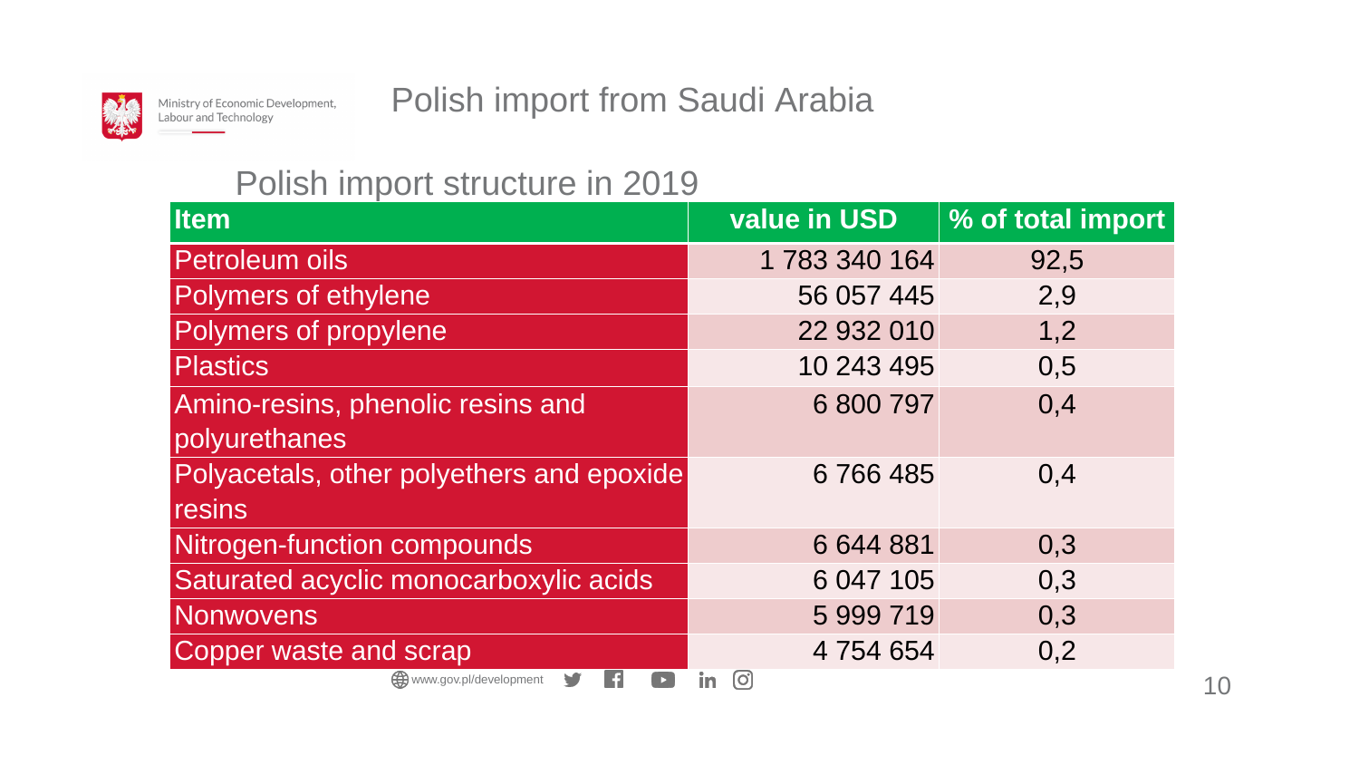Ministry of Economic Development, Labour and Technology

# Polish import from Saudi Arabia

## Polish import structure in 2019

| Item | value in USD | % of total import |
|---|---|---|
| Petroleum oils | 1 783 340 164 | 92,5 |
| Polymers of ethylene | 56 057 445 | 2,9 |
| Polymers of propylene | 22 932 010 | 1,2 |
| Plastics | 10 243 495 | 0,5 |
| Amino-resins, phenolic resins and polyurethanes | 6 800 797 | 0,4 |
| Polyacetals, other polyethers and epoxide resins | 6 766 485 | 0,4 |
| Nitrogen-function compounds | 6 644 881 | 0,3 |
| Saturated acyclic monocarboxylic acids | 6 047 105 | 0,3 |
| Nonwovens | 5 999 719 | 0,3 |
| Copper waste and scrap | 4 754 654 | 0,2 |

www.gov.pl/development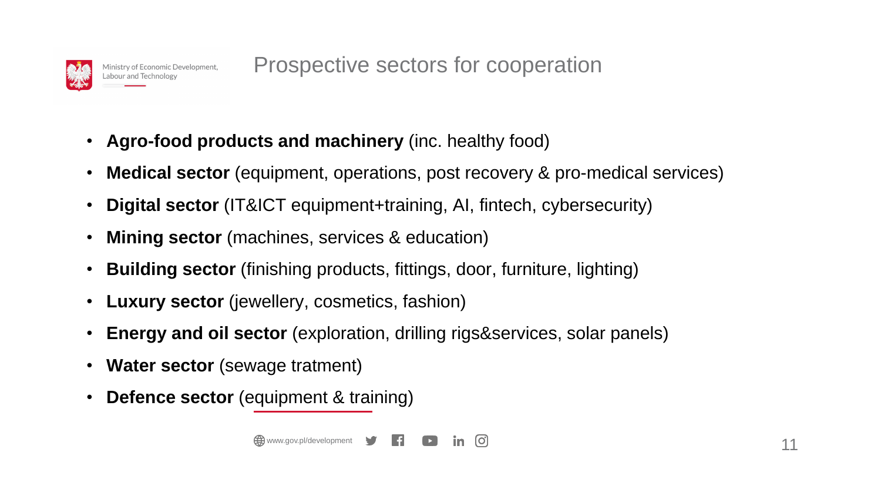# Prospective sectors for cooperation

- **Agro-food products and machinery** (inc. healthy food)
- **Medical sector** (equipment, operations, post recovery & pro-medical services)
- **Digital sector** (IT&ICT equipment+training, AI, fintech, cybersecurity)
- **Mining sector** (machines, services & education)
- **Building sector** (finishing products, fittings, door, furniture, lighting)
- **Luxury sector** (jewellery, cosmetics, fashion)
- **Energy and oil sector** (exploration, drilling rigs&services, solar panels)
- **Water sector** (sewage tratment)
- **Defence sector** (equipment & training)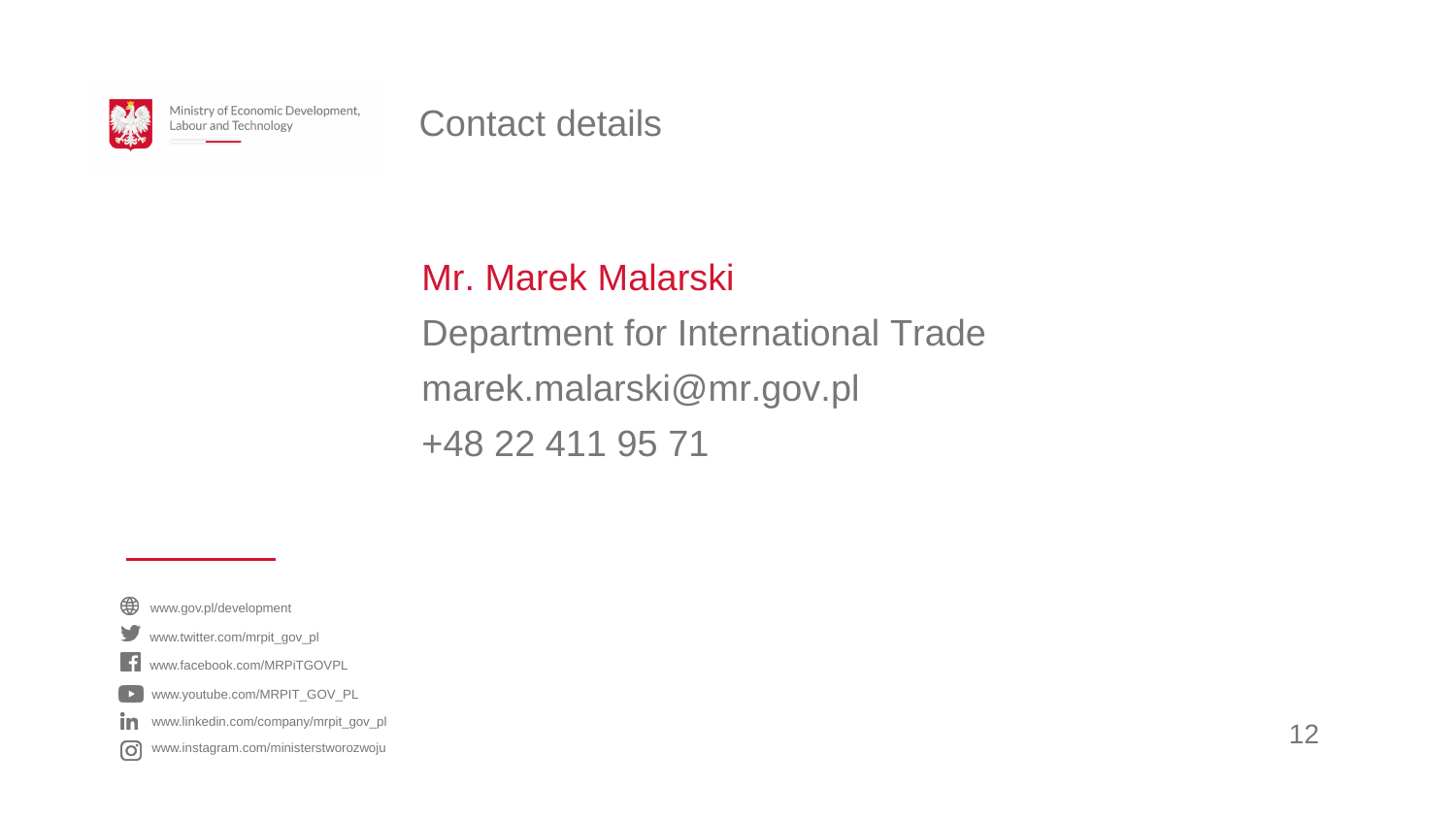Ministry of Economic Development, Labour and Technology

# Contact details

**Mr. Marek Malarski**

Department for International Trade

marek.malarski@mr.gov.pl

+48 22 411 95 71

www.gov.pl/development

www.twitter.com/mrpit_gov_pl

www.facebook.com/MRPiTGOVPL

www.youtube.com/MRPIT_GOV_PL

www.linkedin.com/company/mrpit_gov_pl

www.instagram.com/ministerstworozwoju